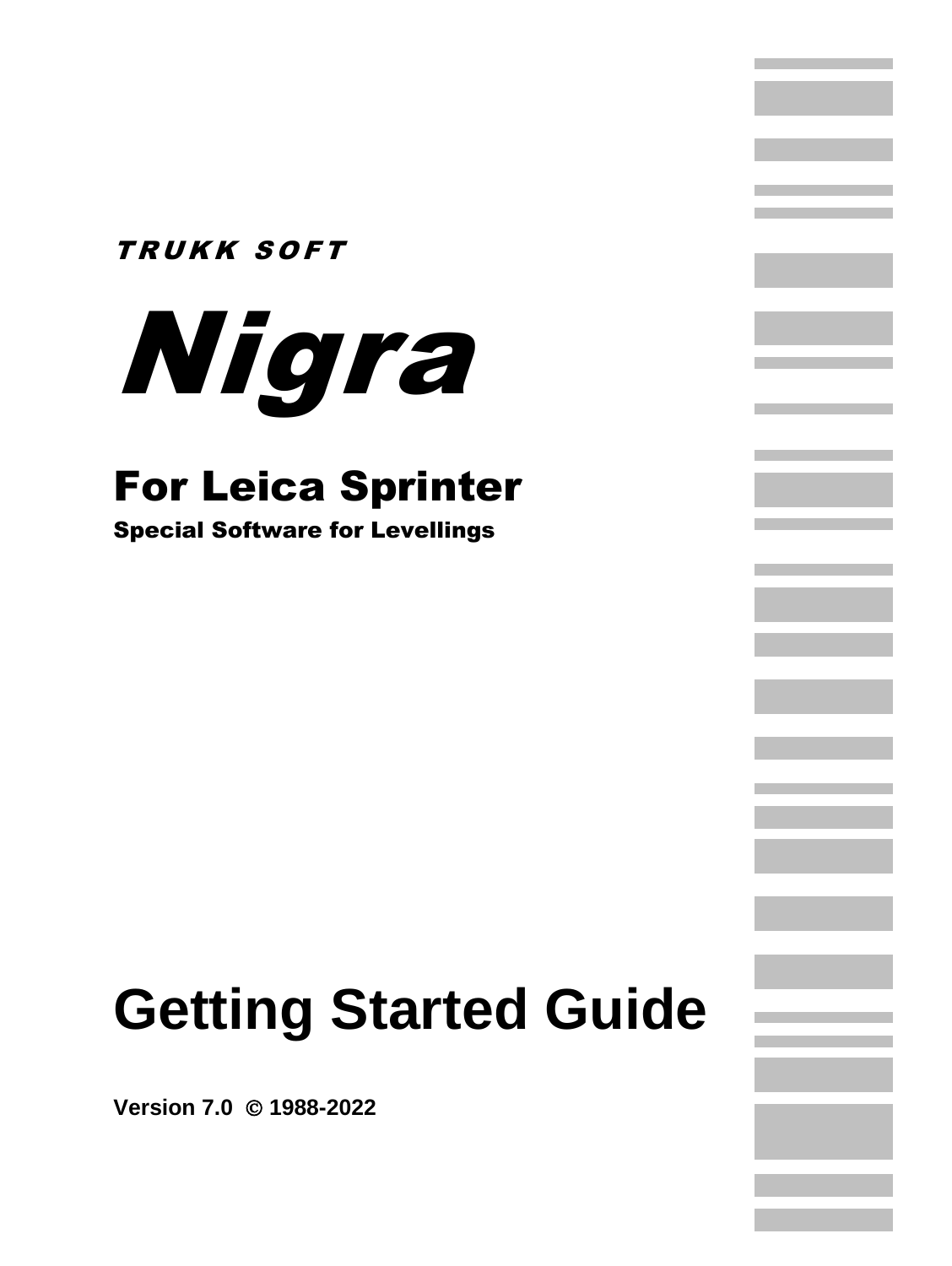*TRUKK SOFT*

# *Nigra*

## For Leica Sprinter

**Special Software for Levellings**

# Getting Started Guide

**Version 7.0 © 1988-2022**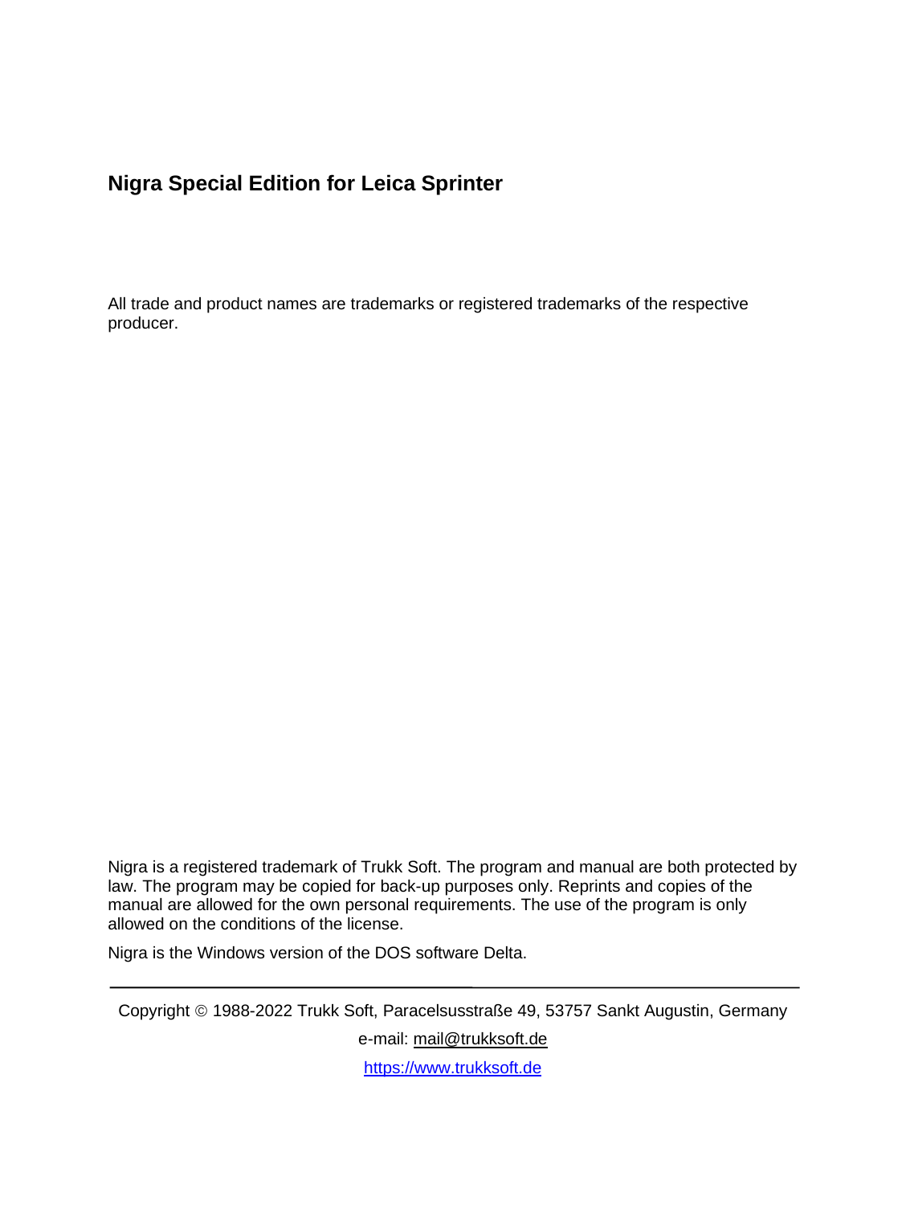**Nigra Special Edition for Leica Sprinter**

All trade and product names are trademarks or registered trademarks of the respective producer.

Nigra is a registered trademark of Trukk Soft. The program and manual are both protected by law. The program may be copied for back-up purposes only. Reprints and copies of the manual are allowed for the own personal requirements. The use of the program is only allowed on the conditions of the license.

Nigra is the Windows version of the DOS software Delta.

---

Copyright © 1988-2022 Trukk Soft, Paracelsusstraße 49, 53757 Sankt Augustin, Germany

e-mail: mail@trukksoft.de

https://www.trukksoft.de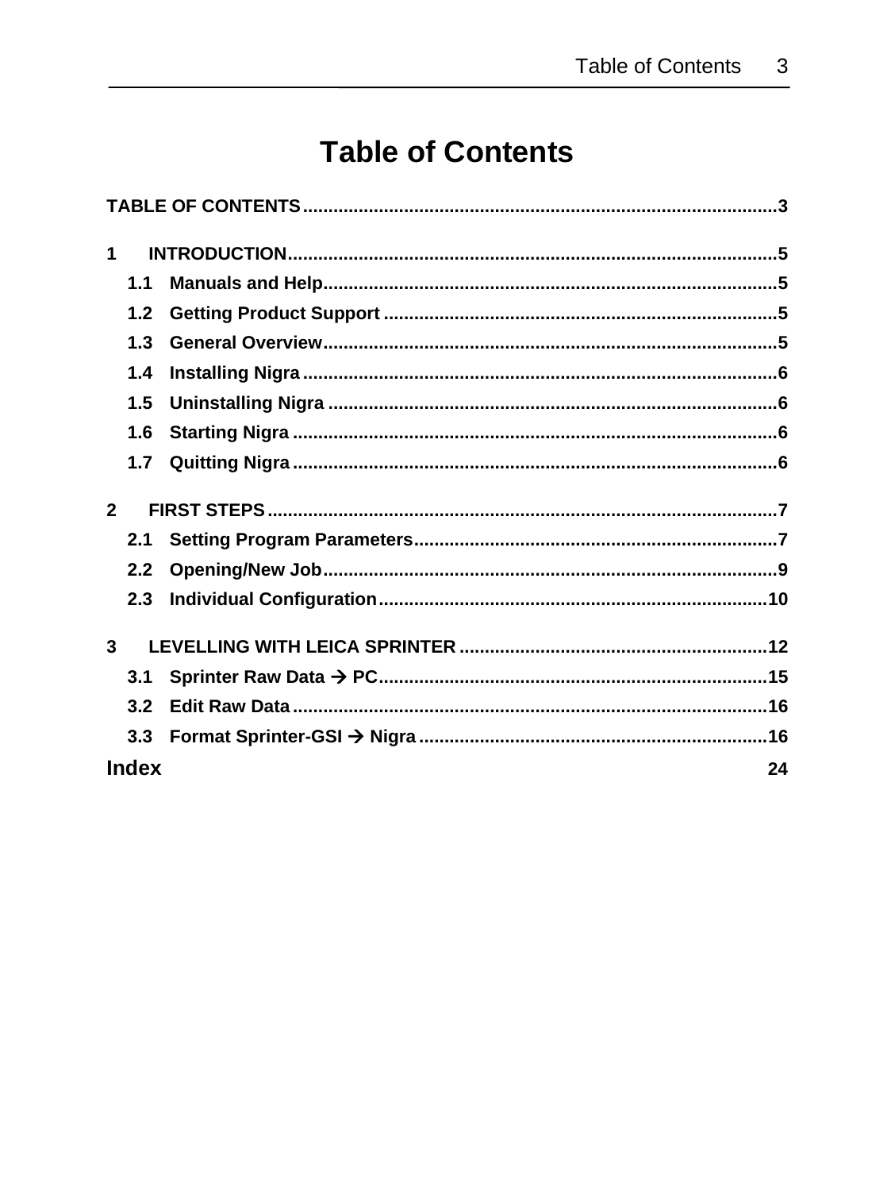# Table of Contents

TABLE OF CONTENTS ........................................................................................3

1 INTRODUCTION ........................................................................................5

- 1.1 Manuals and Help ........................................................................................5
- 1.2 Getting Product Support ........................................................................................5
- 1.3 General Overview ........................................................................................5
- 1.4 Installing Nigra ........................................................................................6
- 1.5 Uninstalling Nigra ........................................................................................6
- 1.6 Starting Nigra ........................................................................................6
- 1.7 Quitting Nigra ........................................................................................6

2 FIRST STEPS ........................................................................................7

- 2.1 Setting Program Parameters ........................................................................................7
- 2.2 Opening/New Job ........................................................................................9
- 2.3 Individual Configuration ........................................................................................10

3 LEVELLING WITH LEICA SPRINTER ........................................................................................12

- 3.1 Sprinter Raw Data → PC ........................................................................................15
- 3.2 Edit Raw Data ........................................................................................16
- 3.3 Format Sprinter-GSI → Nigra ........................................................................................16

**Index** 24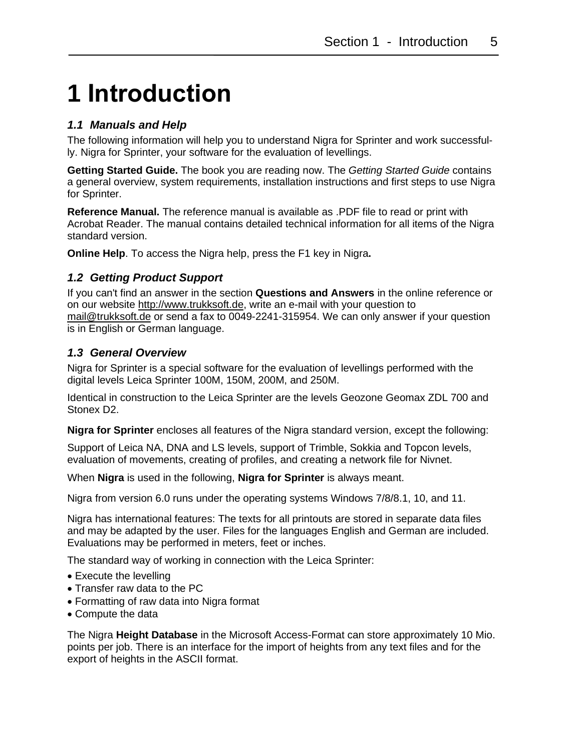# 1 Introduction

### *1.1 Manuals and Help*

The following information will help you to understand Nigra for Sprinter and work successfully. Nigra for Sprinter, your software for the evaluation of levellings.

**Getting Started Guide.** The book you are reading now. The *Getting Started Guide* contains a general overview, system requirements, installation instructions and first steps to use Nigra for Sprinter.

**Reference Manual.** The reference manual is available as .PDF file to read or print with Acrobat Reader. The manual contains detailed technical information for all items of the Nigra standard version.

**Online Help**. To access the Nigra help, press the F1 key in Nigra**.**

### *1.2 Getting Product Support*

If you can't find an answer in the section **Questions and Answers** in the online reference or on our website http://www.trukksoft.de, write an e-mail with your question to mail@trukksoft.de or send a fax to 0049-2241-315954. We can only answer if your question is in English or German language.

### *1.3 General Overview*

Nigra for Sprinter is a special software for the evaluation of levellings performed with the digital levels Leica Sprinter 100M, 150M, 200M, and 250M.

Identical in construction to the Leica Sprinter are the levels Geozone Geomax ZDL 700 and Stonex D2.

**Nigra for Sprinter** encloses all features of the Nigra standard version, except the following:

Support of Leica NA, DNA and LS levels, support of Trimble, Sokkia and Topcon levels, evaluation of movements, creating of profiles, and creating a network file for Nivnet.

When **Nigra** is used in the following, **Nigra for Sprinter** is always meant.

Nigra from version 6.0 runs under the operating systems Windows 7/8/8.1, 10, and 11.

Nigra has international features: The texts for all printouts are stored in separate data files and may be adapted by the user. Files for the languages English and German are included. Evaluations may be performed in meters, feet or inches.

The standard way of working in connection with the Leica Sprinter:

- Execute the levelling
- Transfer raw data to the PC
- Formatting of raw data into Nigra format
- Compute the data

The Nigra **Height Database** in the Microsoft Access-Format can store approximately 10 Mio. points per job. There is an interface for the import of heights from any text files and for the export of heights in the ASCII format.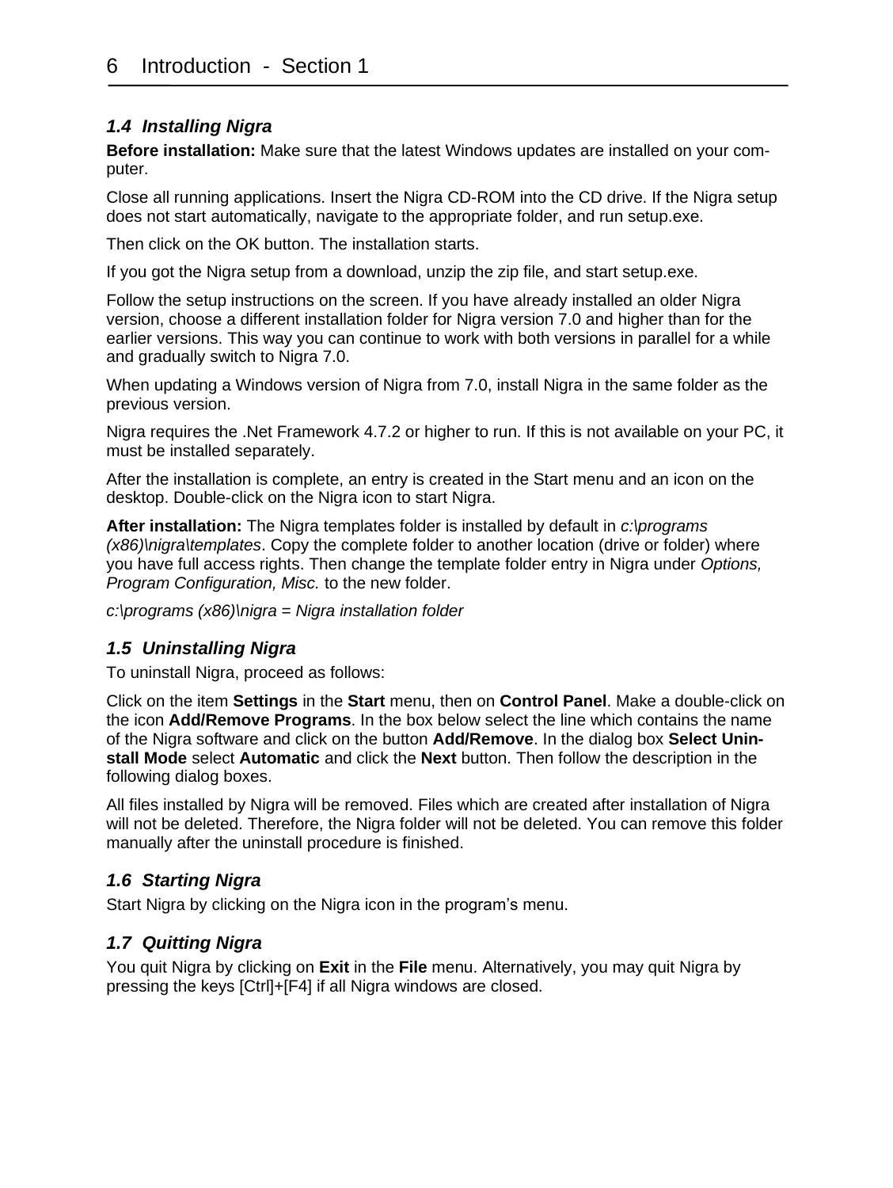### *1.4 Installing Nigra*

**Before installation:** Make sure that the latest Windows updates are installed on your computer.

Close all running applications. Insert the Nigra CD-ROM into the CD drive. If the Nigra setup does not start automatically, navigate to the appropriate folder, and run setup.exe.

Then click on the OK button. The installation starts.

If you got the Nigra setup from a download, unzip the zip file, and start setup.exe.

Follow the setup instructions on the screen. If you have already installed an older Nigra version, choose a different installation folder for Nigra version 7.0 and higher than for the earlier versions. This way you can continue to work with both versions in parallel for a while and gradually switch to Nigra 7.0.

When updating a Windows version of Nigra from 7.0, install Nigra in the same folder as the previous version.

Nigra requires the .Net Framework 4.7.2 or higher to run. If this is not available on your PC, it must be installed separately.

After the installation is complete, an entry is created in the Start menu and an icon on the desktop. Double-click on the Nigra icon to start Nigra.

**After installation:** The Nigra templates folder is installed by default in *c:\programs (x86)\nigra\templates*. Copy the complete folder to another location (drive or folder) where you have full access rights. Then change the template folder entry in Nigra under *Options, Program Configuration, Misc.* to the new folder.

*c:\programs (x86)\nigra = Nigra installation folder*

### *1.5 Uninstalling Nigra*

To uninstall Nigra, proceed as follows:

Click on the item **Settings** in the **Start** menu, then on **Control Panel**. Make a double-click on the icon **Add/Remove Programs**. In the box below select the line which contains the name of the Nigra software and click on the button **Add/Remove**. In the dialog box **Select Uninstall Mode** select **Automatic** and click the **Next** button. Then follow the description in the following dialog boxes.

All files installed by Nigra will be removed. Files which are created after installation of Nigra will not be deleted. Therefore, the Nigra folder will not be deleted. You can remove this folder manually after the uninstall procedure is finished.

### *1.6 Starting Nigra*

Start Nigra by clicking on the Nigra icon in the program's menu.

### *1.7 Quitting Nigra*

You quit Nigra by clicking on **Exit** in the **File** menu. Alternatively, you may quit Nigra by pressing the keys [Ctrl]+[F4] if all Nigra windows are closed.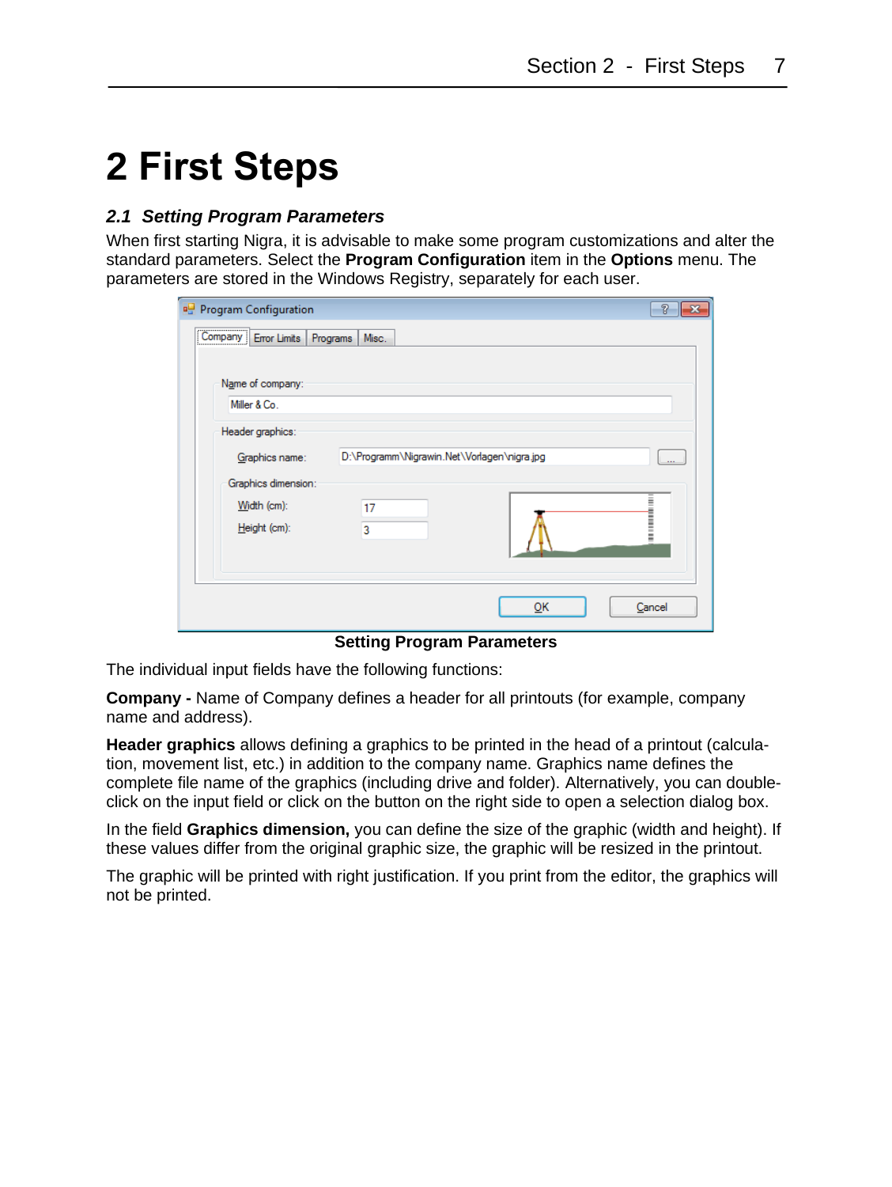# 2 First Steps

## *2.1 Setting Program Parameters*

When first starting Nigra, it is advisable to make some program customizations and alter the standard parameters. Select the **Program Configuration** item in the **Options** menu. The parameters are stored in the Windows Registry, separately for each user.

**Setting Program Parameters**

The individual input fields have the following functions:

**Company -** Name of Company defines a header for all printouts (for example, company name and address).

**Header graphics** allows defining a graphics to be printed in the head of a printout (calculation, movement list, etc.) in addition to the company name. Graphics name defines the complete file name of the graphics (including drive and folder). Alternatively, you can double-click on the input field or click on the button on the right side to open a selection dialog box.

In the field **Graphics dimension,** you can define the size of the graphic (width and height). If these values differ from the original graphic size, the graphic will be resized in the printout.

The graphic will be printed with right justification. If you print from the editor, the graphics will not be printed.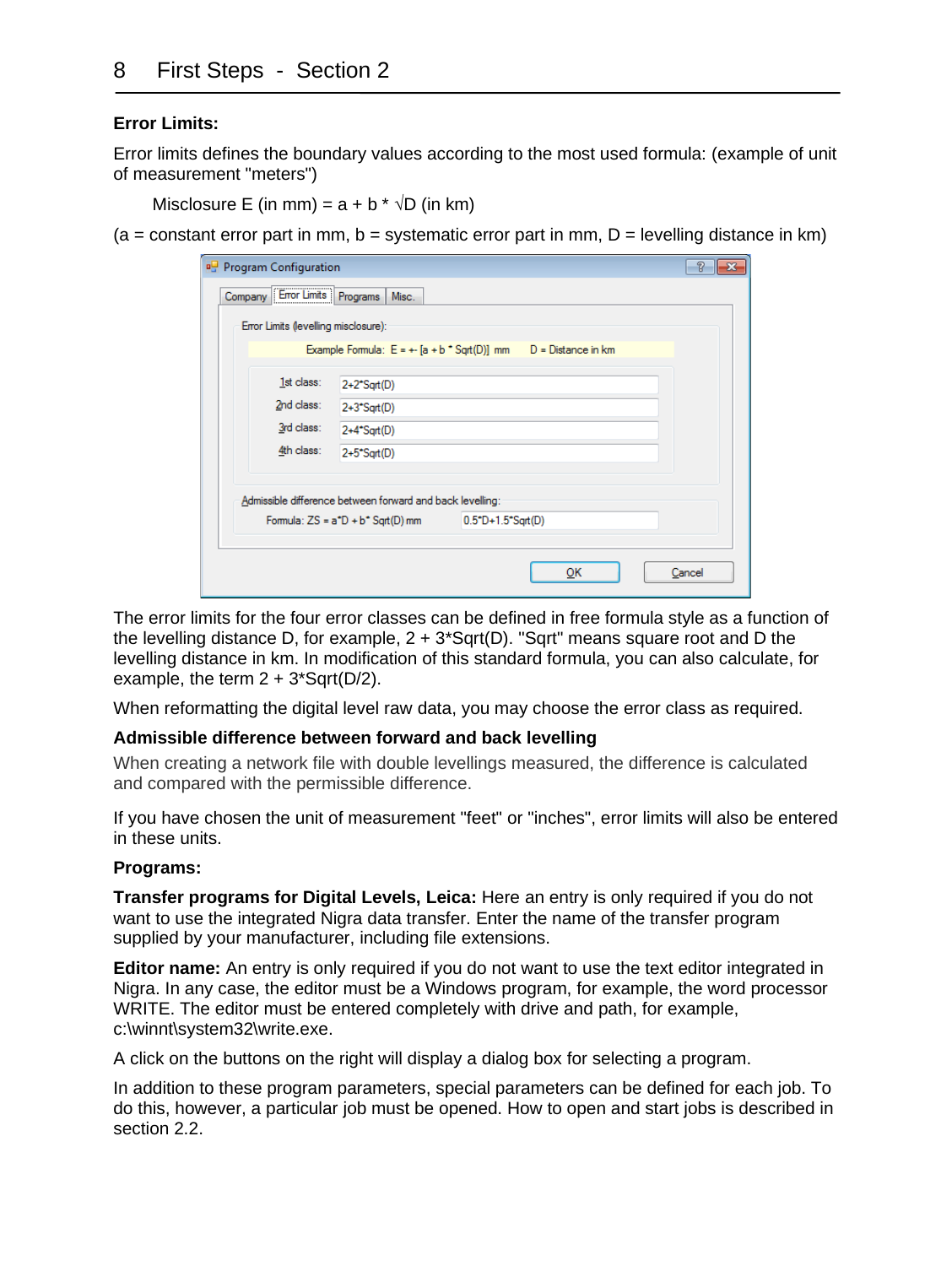**Error Limits:**

Error limits defines the boundary values according to the most used formula: (example of unit of measurement "meters")

Misclosure E (in mm) = a + b * √D (in km)

(a = constant error part in mm, b = systematic error part in mm, D = levelling distance in km)

The error limits for the four error classes can be defined in free formula style as a function of the levelling distance D, for example, 2 + 3*Sqrt(D). "Sqrt" means square root and D the levelling distance in km. In modification of this standard formula, you can also calculate, for example, the term 2 + 3*Sqrt(D/2).

When reformatting the digital level raw data, you may choose the error class as required.

**Admissible difference between forward and back levelling**

When creating a network file with double levellings measured, the difference is calculated and compared with the permissible difference.

If you have chosen the unit of measurement "feet" or "inches", error limits will also be entered in these units.

**Programs:**

**Transfer programs for Digital Levels, Leica:** Here an entry is only required if you do not want to use the integrated Nigra data transfer. Enter the name of the transfer program supplied by your manufacturer, including file extensions.

**Editor name:** An entry is only required if you do not want to use the text editor integrated in Nigra. In any case, the editor must be a Windows program, for example, the word processor WRITE. The editor must be entered completely with drive and path, for example, c:\winnt\system32\write.exe.

A click on the buttons on the right will display a dialog box for selecting a program.

In addition to these program parameters, special parameters can be defined for each job. To do this, however, a particular job must be opened. How to open and start jobs is described in section 2.2.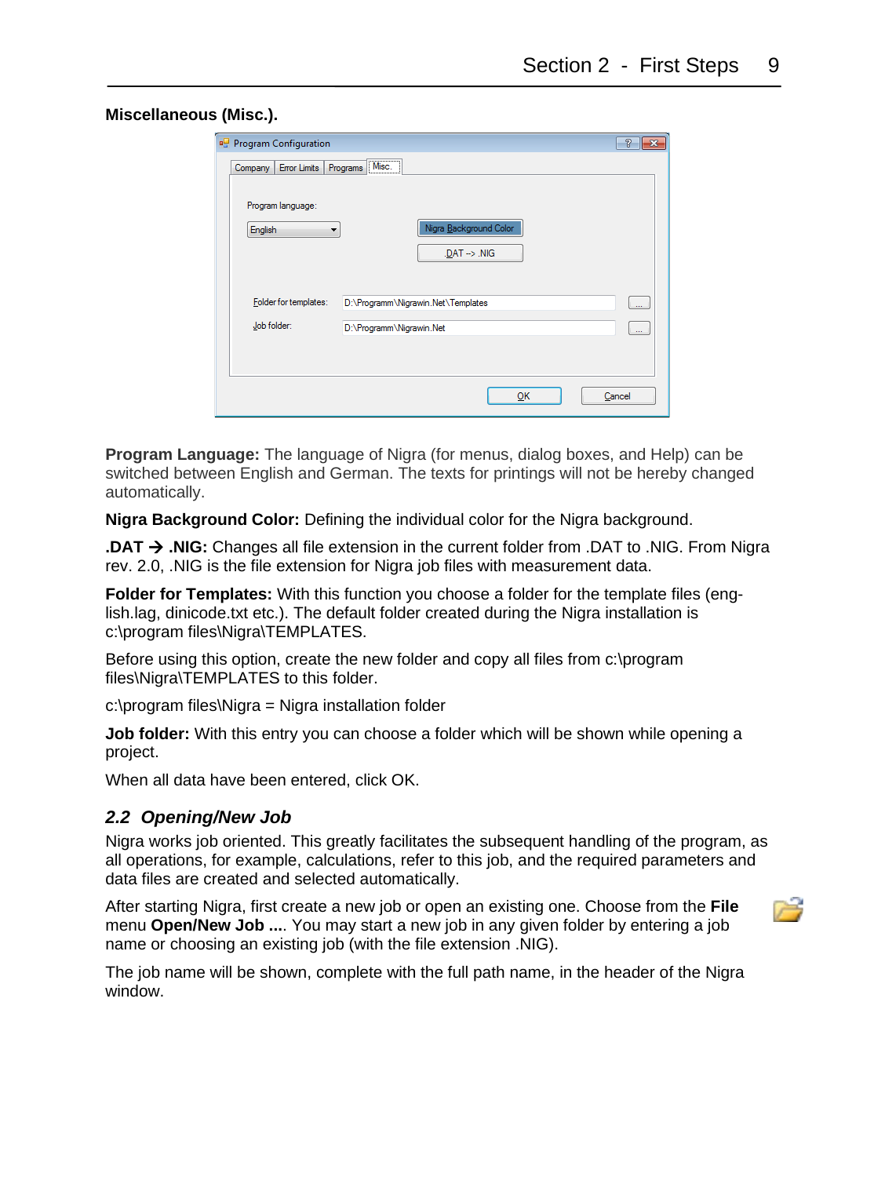**Miscellaneous (Misc.).**

**Program Language:** The language of Nigra (for menus, dialog boxes, and Help) can be switched between English and German. The texts for printings will not be hereby changed automatically.

**Nigra Background Color:** Defining the individual color for the Nigra background.

**.DAT → .NIG:** Changes all file extension in the current folder from .DAT to .NIG. From Nigra rev. 2.0, .NIG is the file extension for Nigra job files with measurement data.

**Folder for Templates:** With this function you choose a folder for the template files (english.lag, dinicode.txt etc.). The default folder created during the Nigra installation is c:\program files\Nigra\TEMPLATES.

Before using this option, create the new folder and copy all files from c:\program files\Nigra\TEMPLATES to this folder.

c:\program files\Nigra = Nigra installation folder

**Job folder:** With this entry you can choose a folder which will be shown while opening a project.

When all data have been entered, click OK.

## *2.2 Opening/New Job*

Nigra works job oriented. This greatly facilitates the subsequent handling of the program, as all operations, for example, calculations, refer to this job, and the required parameters and data files are created and selected automatically.

After starting Nigra, first create a new job or open an existing one. Choose from the **File** menu **Open/New Job ...**. You may start a new job in any given folder by entering a job name or choosing an existing job (with the file extension .NIG).

The job name will be shown, complete with the full path name, in the header of the Nigra window.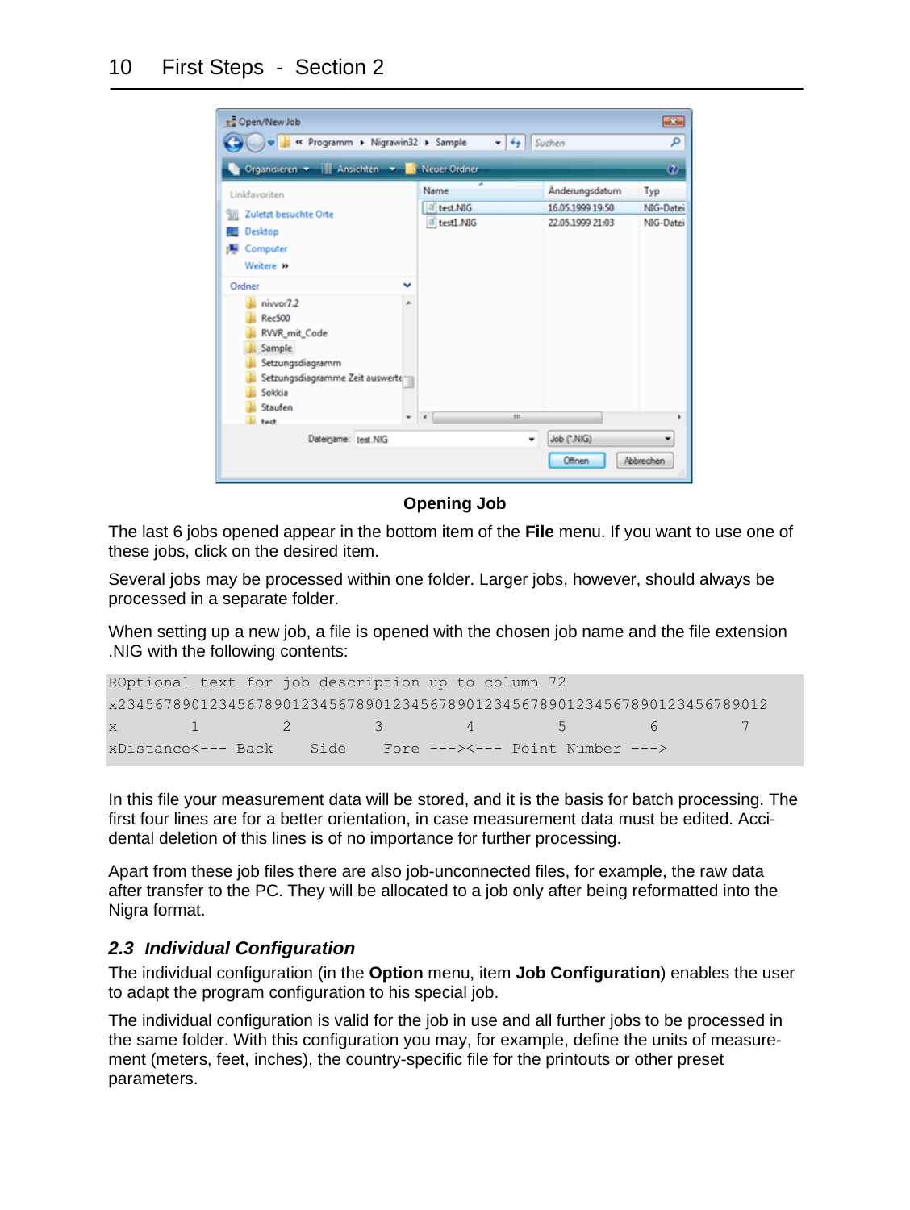**Opening Job**

The last 6 jobs opened appear in the bottom item of the **File** menu. If you want to use one of these jobs, click on the desired item.

Several jobs may be processed within one folder. Larger jobs, however, should always be processed in a separate folder.

When setting up a new job, a file is opened with the chosen job name and the file extension .NIG with the following contents:

```
ROptional text for job description up to column 72
x234567890123456789012345678901234567890123456789012345678901234567890123456789012
x        1         2         3         4         5         6         7
xDistance<--- Back    Side    Fore ---><--- Point Number --->
```

In this file your measurement data will be stored, and it is the basis for batch processing. The first four lines are for a better orientation, in case measurement data must be edited. Accidental deletion of this lines is of no importance for further processing.

Apart from these job files there are also job-unconnected files, for example, the raw data after transfer to the PC. They will be allocated to a job only after being reformatted into the Nigra format.

## *2.3 Individual Configuration*

The individual configuration (in the **Option** menu, item **Job Configuration**) enables the user to adapt the program configuration to his special job.

The individual configuration is valid for the job in use and all further jobs to be processed in the same folder. With this configuration you may, for example, define the units of measurement (meters, feet, inches), the country-specific file for the printouts or other preset parameters.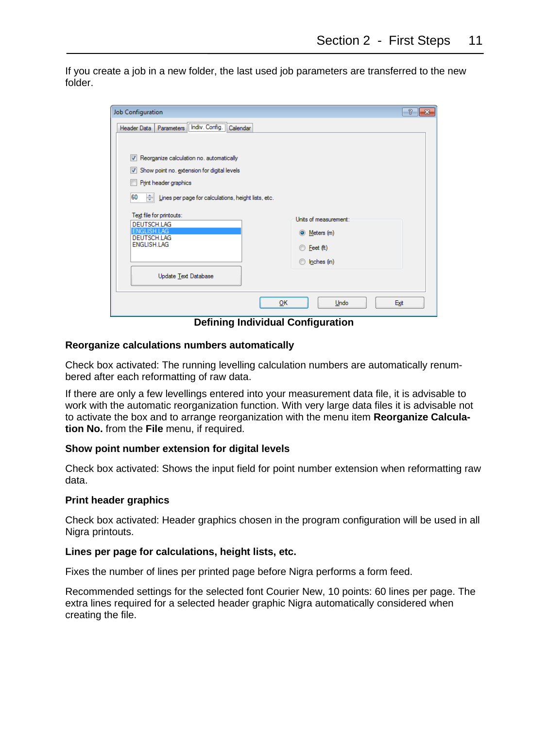If you create a job in a new folder, the last used job parameters are transferred to the new folder.

**Defining Individual Configuration**

### Reorganize calculations numbers automatically

Check box activated: The running levelling calculation numbers are automatically renumbered after each reformatting of raw data.

If there are only a few levellings entered into your measurement data file, it is advisable to work with the automatic reorganization function. With very large data files it is advisable not to activate the box and to arrange reorganization with the menu item **Reorganize Calculation No.** from the **File** menu, if required.

### Show point number extension for digital levels

Check box activated: Shows the input field for point number extension when reformatting raw data.

### Print header graphics

Check box activated: Header graphics chosen in the program configuration will be used in all Nigra printouts.

### Lines per page for calculations, height lists, etc.

Fixes the number of lines per printed page before Nigra performs a form feed.

Recommended settings for the selected font Courier New, 10 points: 60 lines per page. The extra lines required for a selected header graphic Nigra automatically considered when creating the file.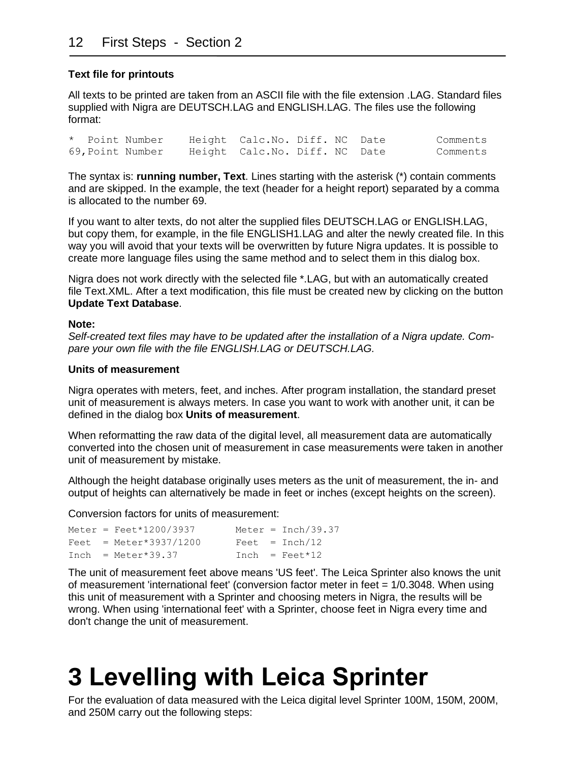### Text file for printouts

All texts to be printed are taken from an ASCII file with the file extension .LAG. Standard files supplied with Nigra are DEUTSCH.LAG and ENGLISH.LAG. The files use the following format:

```
*  Point Number    Height  Calc.No. Diff. NC  Date        Comments
69,Point Number    Height  Calc.No. Diff. NC  Date        Comments
```

The syntax is: **running number, Text**. Lines starting with the asterisk (*) contain comments and are skipped. In the example, the text (header for a height report) separated by a comma is allocated to the number 69.

If you want to alter texts, do not alter the supplied files DEUTSCH.LAG or ENGLISH.LAG, but copy them, for example, in the file ENGLISH1.LAG and alter the newly created file. In this way you will avoid that your texts will be overwritten by future Nigra updates. It is possible to create more language files using the same method and to select them in this dialog box.

Nigra does not work directly with the selected file *.LAG, but with an automatically created file Text.XML. After a text modification, this file must be created new by clicking on the button **Update Text Database**.

**Note:**
*Self-created text files may have to be updated after the installation of a Nigra update. Compare your own file with the file ENGLISH.LAG or DEUTSCH.LAG.*

### Units of measurement

Nigra operates with meters, feet, and inches. After program installation, the standard preset unit of measurement is always meters. In case you want to work with another unit, it can be defined in the dialog box **Units of measurement**.

When reformatting the raw data of the digital level, all measurement data are automatically converted into the chosen unit of measurement in case measurements were taken in another unit of measurement by mistake.

Although the height database originally uses meters as the unit of measurement, the in- and output of heights can alternatively be made in feet or inches (except heights on the screen).

Conversion factors for units of measurement:

```
Meter = Feet*1200/3937       Meter = Inch/39.37
Feet  = Meter*3937/1200      Feet  = Inch/12
Inch  = Meter*39.37          Inch  = Feet*12
```

The unit of measurement feet above means 'US feet'. The Leica Sprinter also knows the unit of measurement 'international feet' (conversion factor meter in feet = 1/0.3048. When using this unit of measurement with a Sprinter and choosing meters in Nigra, the results will be wrong. When using 'international feet' with a Sprinter, choose feet in Nigra every time and don't change the unit of measurement.

# 3 Levelling with Leica Sprinter

For the evaluation of data measured with the Leica digital level Sprinter 100M, 150M, 200M, and 250M carry out the following steps: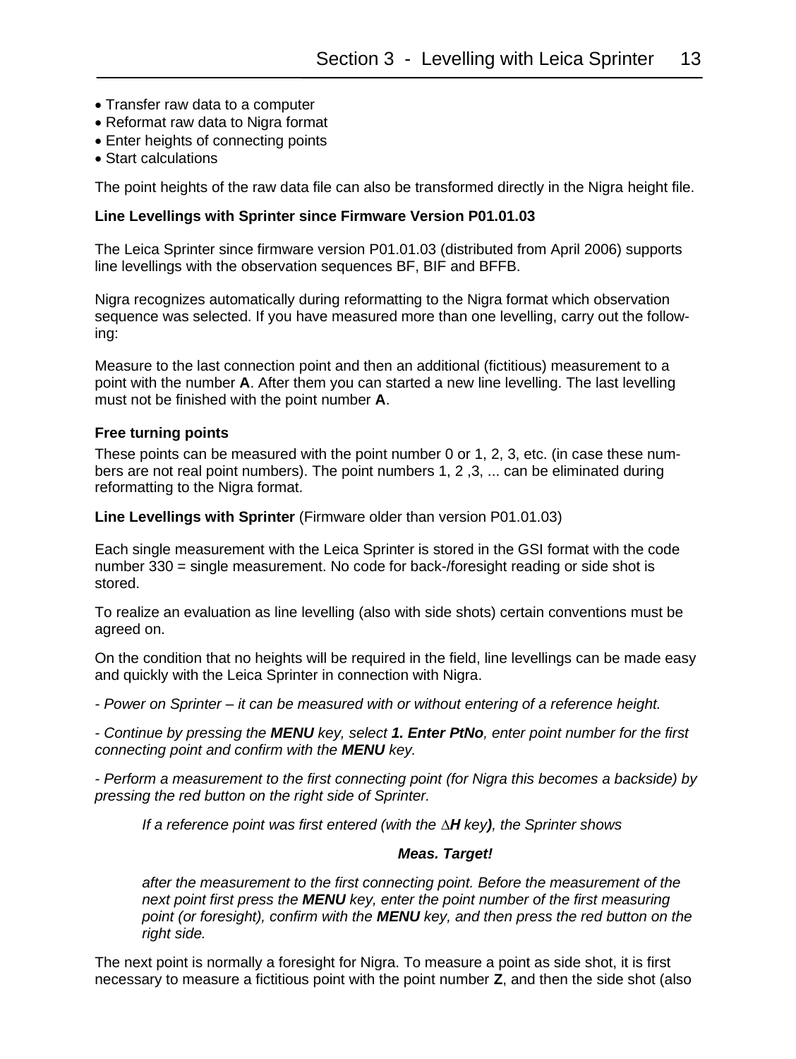- Transfer raw data to a computer
- Reformat raw data to Nigra format
- Enter heights of connecting points
- Start calculations

The point heights of the raw data file can also be transformed directly in the Nigra height file.

**Line Levellings with Sprinter since Firmware Version P01.01.03**

The Leica Sprinter since firmware version P01.01.03 (distributed from April 2006) supports line levellings with the observation sequences BF, BIF and BFFB.

Nigra recognizes automatically during reformatting to the Nigra format which observation sequence was selected. If you have measured more than one levelling, carry out the following:

Measure to the last connection point and then an additional (fictitious) measurement to a point with the number **A**. After them you can started a new line levelling. The last levelling must not be finished with the point number **A**.

**Free turning points**

These points can be measured with the point number 0 or 1, 2, 3, etc. (in case these numbers are not real point numbers). The point numbers 1, 2 ,3, ... can be eliminated during reformatting to the Nigra format.

**Line Levellings with Sprinter** (Firmware older than version P01.01.03)

Each single measurement with the Leica Sprinter is stored in the GSI format with the code number 330 = single measurement. No code for back-/foresight reading or side shot is stored.

To realize an evaluation as line levelling (also with side shots) certain conventions must be agreed on.

On the condition that no heights will be required in the field, line levellings can be made easy and quickly with the Leica Sprinter in connection with Nigra.

*- Power on Sprinter – it can be measured with or without entering of a reference height.*

*- Continue by pressing the **MENU** key, select **1. Enter PtNo**, enter point number for the first connecting point and confirm with the **MENU** key.*

*- Perform a measurement to the first connecting point (for Nigra this becomes a backside) by pressing the red button on the right side of Sprinter.*

> *If a reference point was first entered (with the **∆H** key**)**, the Sprinter shows*
>
> ***Meas. Target!***
>
> *after the measurement to the first connecting point. Before the measurement of the next point first press the **MENU** key, enter the point number of the first measuring point (or foresight), confirm with the **MENU** key, and then press the red button on the right side.*

The next point is normally a foresight for Nigra. To measure a point as side shot, it is first necessary to measure a fictitious point with the point number **Z**, and then the side shot (also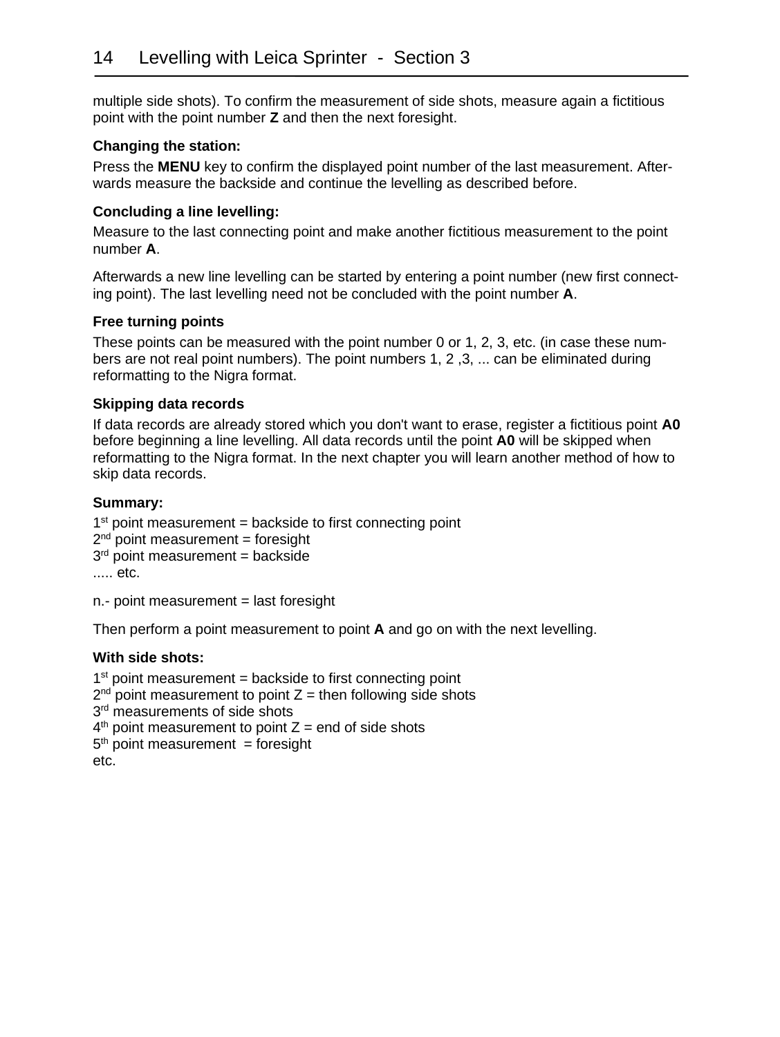multiple side shots). To confirm the measurement of side shots, measure again a fictitious point with the point number **Z** and then the next foresight.

**Changing the station:**

Press the **MENU** key to confirm the displayed point number of the last measurement. Afterwards measure the backside and continue the levelling as described before.

**Concluding a line levelling:**

Measure to the last connecting point and make another fictitious measurement to the point number **A**.

Afterwards a new line levelling can be started by entering a point number (new first connecting point). The last levelling need not be concluded with the point number **A**.

**Free turning points**

These points can be measured with the point number 0 or 1, 2, 3, etc. (in case these numbers are not real point numbers). The point numbers 1, 2 ,3, ... can be eliminated during reformatting to the Nigra format.

**Skipping data records**

If data records are already stored which you don't want to erase, register a fictitious point **A0** before beginning a line levelling. All data records until the point **A0** will be skipped when reformatting to the Nigra format. In the next chapter you will learn another method of how to skip data records.

**Summary:**

1st point measurement = backside to first connecting point
2nd point measurement = foresight
3rd point measurement = backside
..... etc.

n.- point measurement = last foresight

Then perform a point measurement to point **A** and go on with the next levelling.

**With side shots:**

1st point measurement = backside to first connecting point
2nd point measurement to point Z = then following side shots
3rd measurements of side shots
4th point measurement to point Z = end of side shots
5th point measurement = foresight
etc.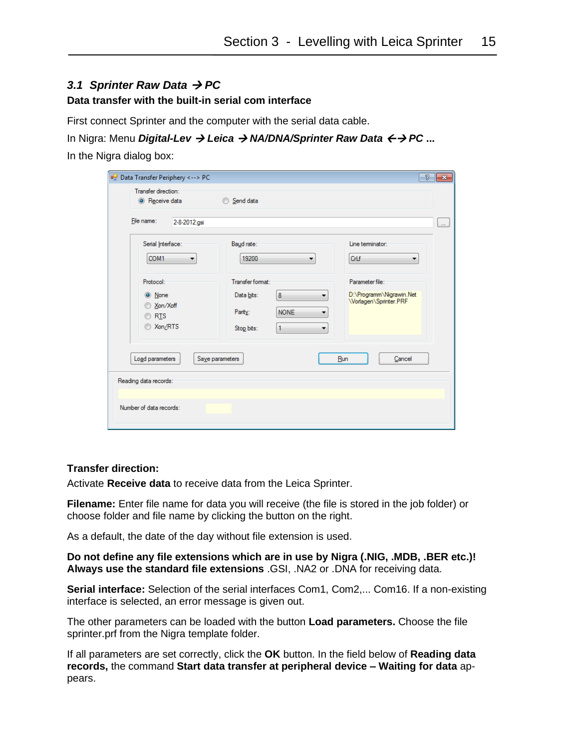### 3.1 *Sprinter Raw Data → PC*

**Data transfer with the built-in serial com interface**

First connect Sprinter and the computer with the serial data cable.

In Nigra: Menu ***Digital-Lev → Leica → NA/DNA/Sprinter Raw Data ←→ PC ...***

In the Nigra dialog box:

**Transfer direction:**

Activate **Receive data** to receive data from the Leica Sprinter.

**Filename:** Enter file name for data you will receive (the file is stored in the job folder) or choose folder and file name by clicking the button on the right.

As a default, the date of the day without file extension is used.

**Do not define any file extensions which are in use by Nigra (.NIG, .MDB, .BER etc.)! Always use the standard file extensions** .GSI, .NA2 or .DNA for receiving data.

**Serial interface:** Selection of the serial interfaces Com1, Com2,... Com16. If a non-existing interface is selected, an error message is given out.

The other parameters can be loaded with the button **Load parameters.** Choose the file sprinter.prf from the Nigra template folder.

If all parameters are set correctly, click the **OK** button. In the field below of **Reading data records,** the command **Start data transfer at peripheral device – Waiting for data** appears.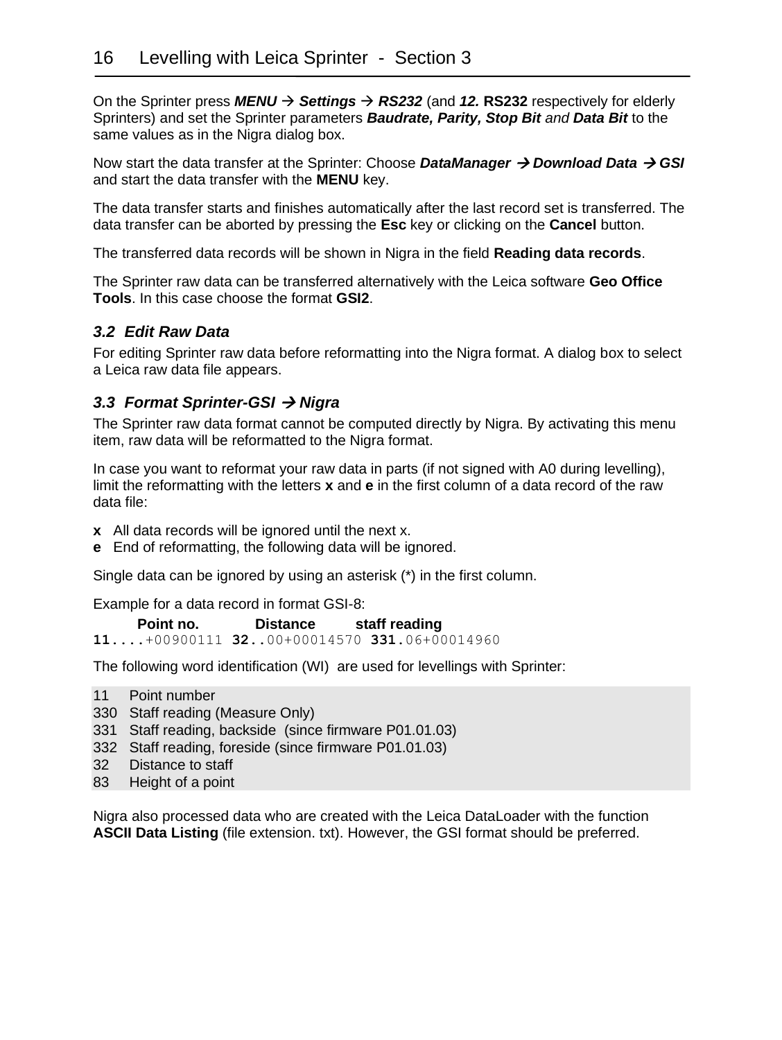On the Sprinter press ***MENU → Settings → RS232*** (and ***12.*** **RS232** respectively for elderly Sprinters) and set the Sprinter parameters ***Baudrate, Parity, Stop Bit*** *and* ***Data Bit*** to the same values as in the Nigra dialog box.

Now start the data transfer at the Sprinter: Choose ***DataManager → Download Data → GSI*** and start the data transfer with the **MENU** key.

The data transfer starts and finishes automatically after the last record set is transferred. The data transfer can be aborted by pressing the **Esc** key or clicking on the **Cancel** button.

The transferred data records will be shown in Nigra in the field **Reading data records**.

The Sprinter raw data can be transferred alternatively with the Leica software **Geo Office Tools**. In this case choose the format **GSI2**.

### *3.2 Edit Raw Data*

For editing Sprinter raw data before reformatting into the Nigra format. A dialog box to select a Leica raw data file appears.

### *3.3 Format Sprinter-GSI → Nigra*

The Sprinter raw data format cannot be computed directly by Nigra. By activating this menu item, raw data will be reformatted to the Nigra format.

In case you want to reformat your raw data in parts (if not signed with A0 during levelling), limit the reformatting with the letters **x** and **e** in the first column of a data record of the raw data file:

**x** All data records will be ignored until the next x.
**e** End of reformatting, the following data will be ignored.

Single data can be ignored by using an asterisk (*) in the first column.

Example for a data record in format GSI-8:

```
     Point no.        Distance      staff reading
11....+00900111 32..00+00014570 331.06+00014960
```

The following word identification (WI) are used for levellings with Sprinter:

| | |
|---|---|
| 11 | Point number |
| 330 | Staff reading (Measure Only) |
| 331 | Staff reading, backside (since firmware P01.01.03) |
| 332 | Staff reading, foreside (since firmware P01.01.03) |
| 32 | Distance to staff |
| 83 | Height of a point |

Nigra also processed data who are created with the Leica DataLoader with the function **ASCII Data Listing** (file extension. txt). However, the GSI format should be preferred.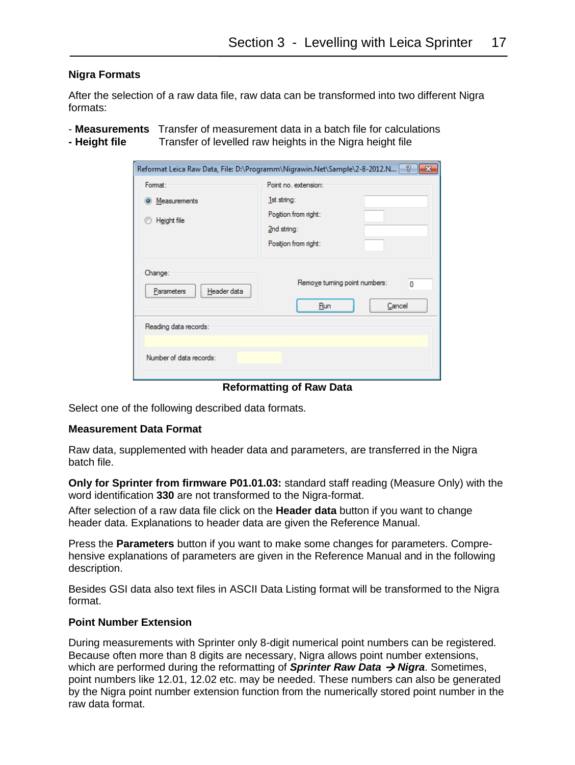### Nigra Formats

After the selection of a raw data file, raw data can be transformed into two different Nigra formats:

- **Measurements** Transfer of measurement data in a batch file for calculations
- **Height file** Transfer of levelled raw heights in the Nigra height file

**Reformatting of Raw Data**

Select one of the following described data formats.

### Measurement Data Format

Raw data, supplemented with header data and parameters, are transferred in the Nigra batch file.

**Only for Sprinter from firmware P01.01.03:** standard staff reading (Measure Only) with the word identification **330** are not transformed to the Nigra-format.

After selection of a raw data file click on the **Header data** button if you want to change header data. Explanations to header data are given the Reference Manual.

Press the **Parameters** button if you want to make some changes for parameters. Comprehensive explanations of parameters are given in the Reference Manual and in the following description.

Besides GSI data also text files in ASCII Data Listing format will be transformed to the Nigra format.

### Point Number Extension

During measurements with Sprinter only 8-digit numerical point numbers can be registered. Because often more than 8 digits are necessary, Nigra allows point number extensions, which are performed during the reformatting of ***Sprinter Raw Data → Nigra***. Sometimes, point numbers like 12.01, 12.02 etc. may be needed. These numbers can also be generated by the Nigra point number extension function from the numerically stored point number in the raw data format.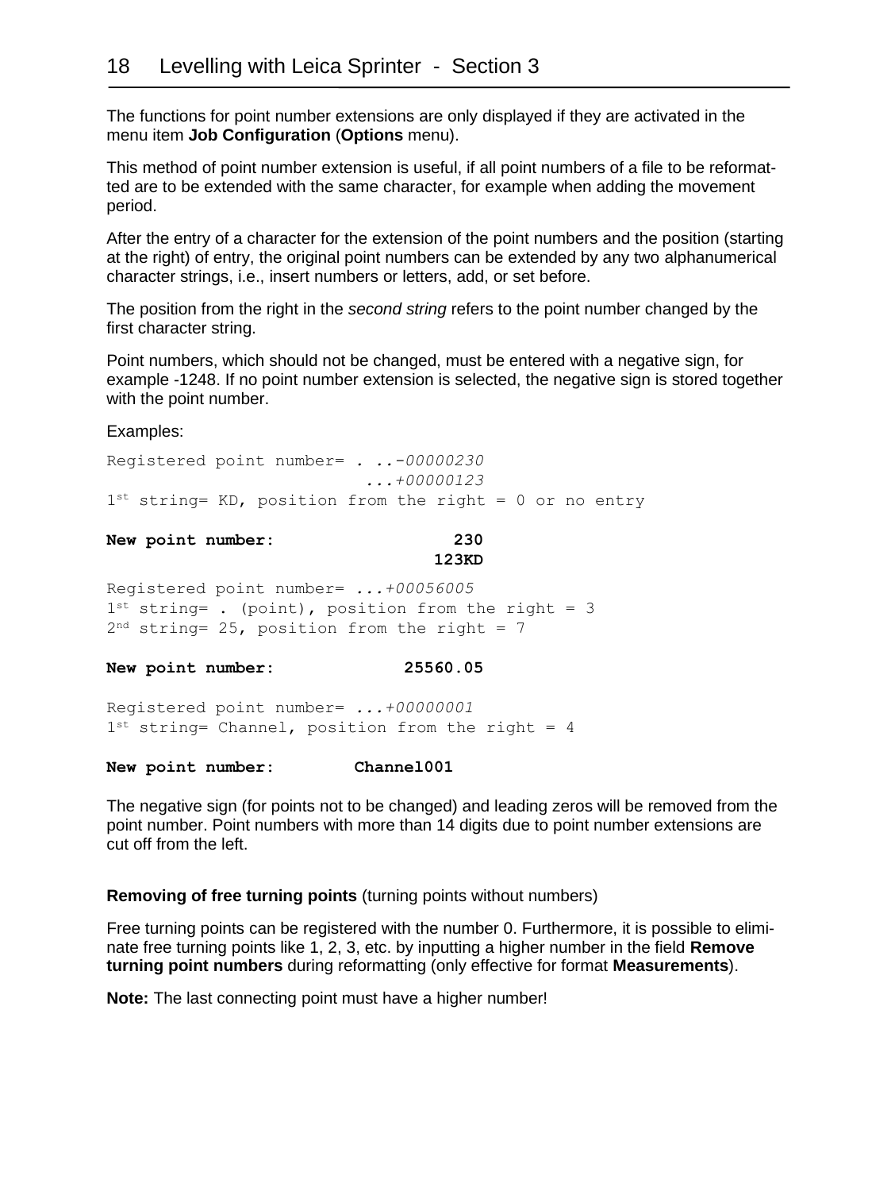The functions for point number extensions are only displayed if they are activated in the menu item **Job Configuration** (**Options** menu).

This method of point number extension is useful, if all point numbers of a file to be reformatted are to be extended with the same character, for example when adding the movement period.

After the entry of a character for the extension of the point numbers and the position (starting at the right) of entry, the original point numbers can be extended by any two alphanumerical character strings, i.e., insert numbers or letters, add, or set before.

The position from the right in the *second string* refers to the point number changed by the first character string.

Point numbers, which should not be changed, must be entered with a negative sign, for example -1248. If no point number extension is selected, the negative sign is stored together with the point number.

Examples:

```
Registered point number= . ..-00000230
                         ...+00000123
1st string= KD, position from the right = 0 or no entry

New point number:                  230
                                 123KD

Registered point number= ...+00056005
1st string= . (point), position from the right = 3
2nd string= 25, position from the right = 7

New point number:             25560.05

Registered point number= ...+00000001
1st string= Channel, position from the right = 4

New point number:         Channel001
```

The negative sign (for points not to be changed) and leading zeros will be removed from the point number. Point numbers with more than 14 digits due to point number extensions are cut off from the left.

**Removing of free turning points** (turning points without numbers)

Free turning points can be registered with the number 0. Furthermore, it is possible to eliminate free turning points like 1, 2, 3, etc. by inputting a higher number in the field **Remove turning point numbers** during reformatting (only effective for format **Measurements**).

**Note:** The last connecting point must have a higher number!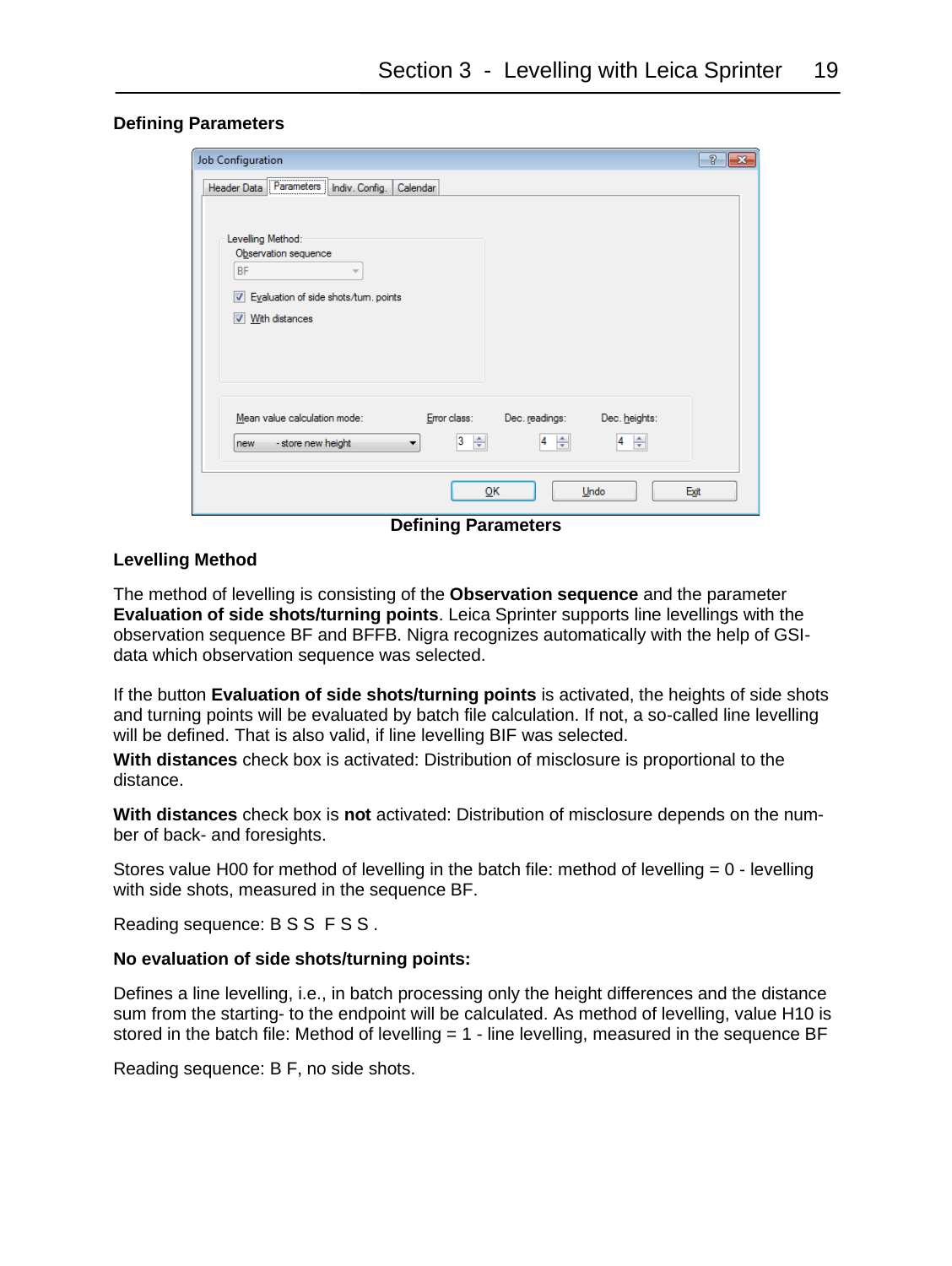## Defining Parameters

Defining Parameters

## Levelling Method

The method of levelling is consisting of the **Observation sequence** and the parameter **Evaluation of side shots/turning points**. Leica Sprinter supports line levellings with the observation sequence BF and BFFB. Nigra recognizes automatically with the help of GSI-data which observation sequence was selected.

If the button **Evaluation of side shots/turning points** is activated, the heights of side shots and turning points will be evaluated by batch file calculation. If not, a so-called line levelling will be defined. That is also valid, if line levelling BIF was selected.

**With distances** check box is activated: Distribution of misclosure is proportional to the distance.

**With distances** check box is **not** activated: Distribution of misclosure depends on the number of back- and foresights.

Stores value H00 for method of levelling in the batch file: method of levelling = 0 - levelling with side shots, measured in the sequence BF.

Reading sequence: B S S F S S .

**No evaluation of side shots/turning points:**

Defines a line levelling, i.e., in batch processing only the height differences and the distance sum from the starting- to the endpoint will be calculated. As method of levelling, value H10 is stored in the batch file: Method of levelling = 1 - line levelling, measured in the sequence BF

Reading sequence: B F, no side shots.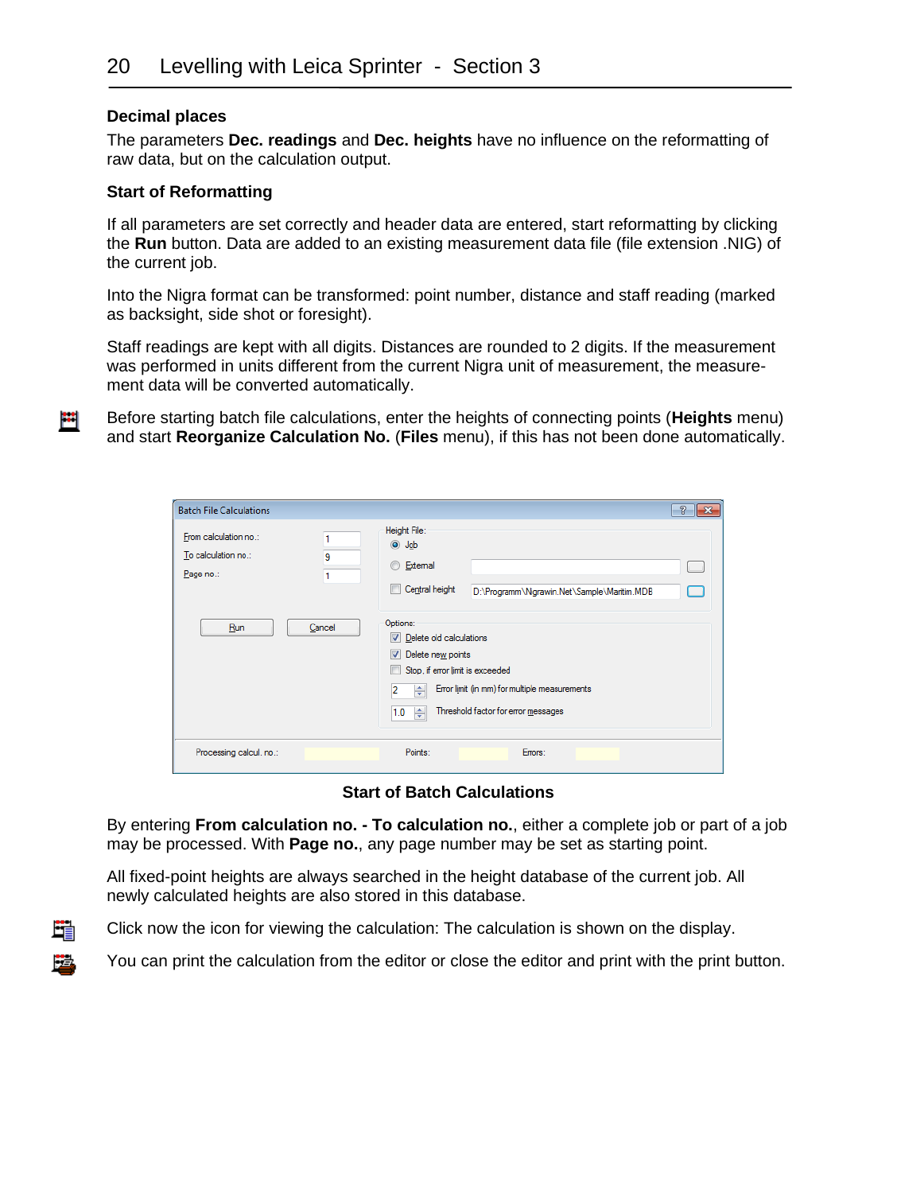### Decimal places

The parameters **Dec. readings** and **Dec. heights** have no influence on the reformatting of raw data, but on the calculation output.

### Start of Reformatting

If all parameters are set correctly and header data are entered, start reformatting by clicking the **Run** button. Data are added to an existing measurement data file (file extension .NIG) of the current job.

Into the Nigra format can be transformed: point number, distance and staff reading (marked as backsight, side shot or foresight).

Staff readings are kept with all digits. Distances are rounded to 2 digits. If the measurement was performed in units different from the current Nigra unit of measurement, the measurement data will be converted automatically.

Before starting batch file calculations, enter the heights of connecting points (**Heights** menu) and start **Reorganize Calculation No.** (**Files** menu), if this has not been done automatically.

**Start of Batch Calculations**

By entering **From calculation no. - To calculation no.**, either a complete job or part of a job may be processed. With **Page no.**, any page number may be set as starting point.

All fixed-point heights are always searched in the height database of the current job. All newly calculated heights are also stored in this database.

Click now the icon for viewing the calculation: The calculation is shown on the display.

You can print the calculation from the editor or close the editor and print with the print button.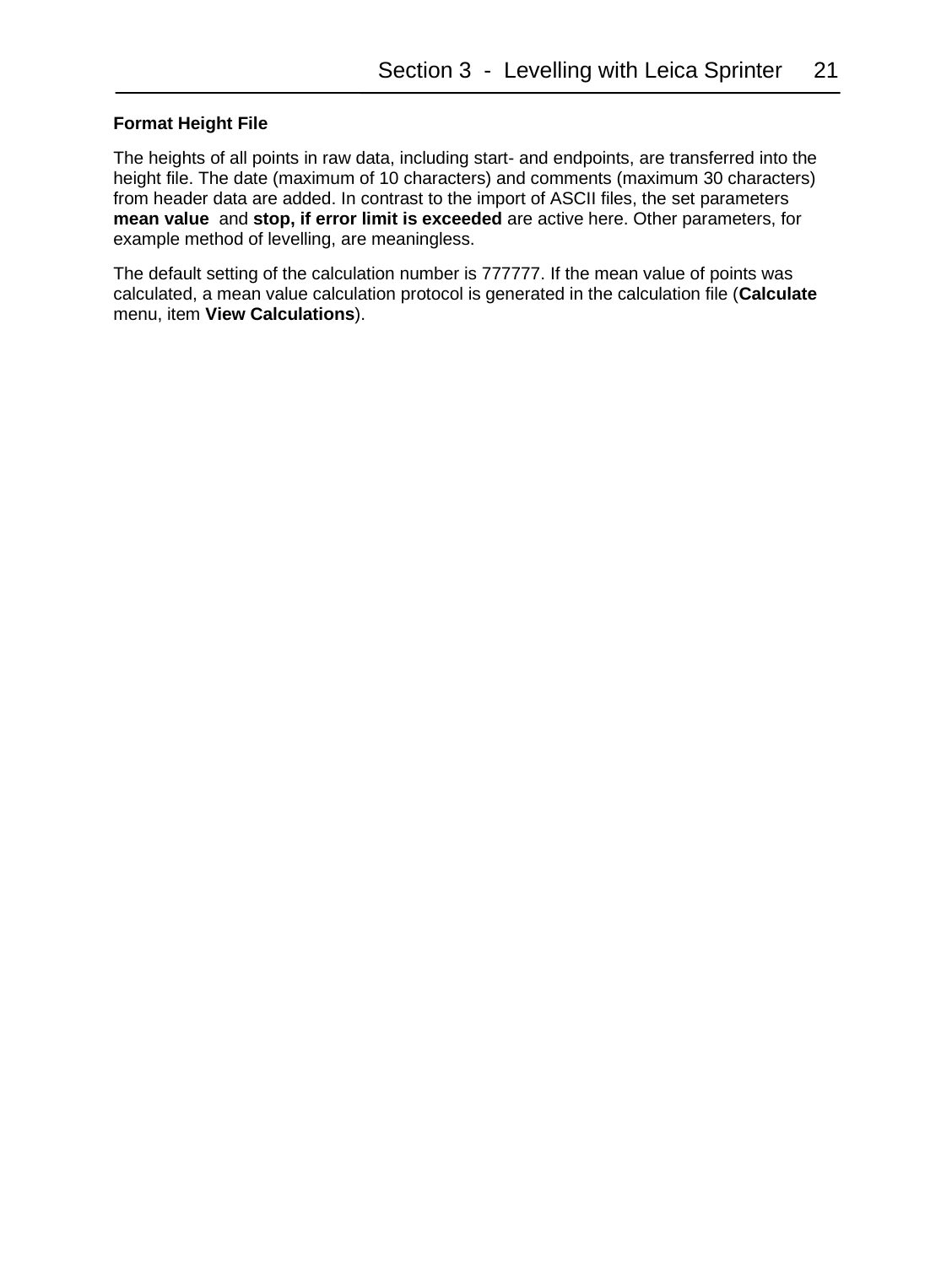### Format Height File

The heights of all points in raw data, including start- and endpoints, are transferred into the height file. The date (maximum of 10 characters) and comments (maximum 30 characters) from header data are added. In contrast to the import of ASCII files, the set parameters **mean value** and **stop, if error limit is exceeded** are active here. Other parameters, for example method of levelling, are meaningless.

The default setting of the calculation number is 777777. If the mean value of points was calculated, a mean value calculation protocol is generated in the calculation file (**Calculate** menu, item **View Calculations**).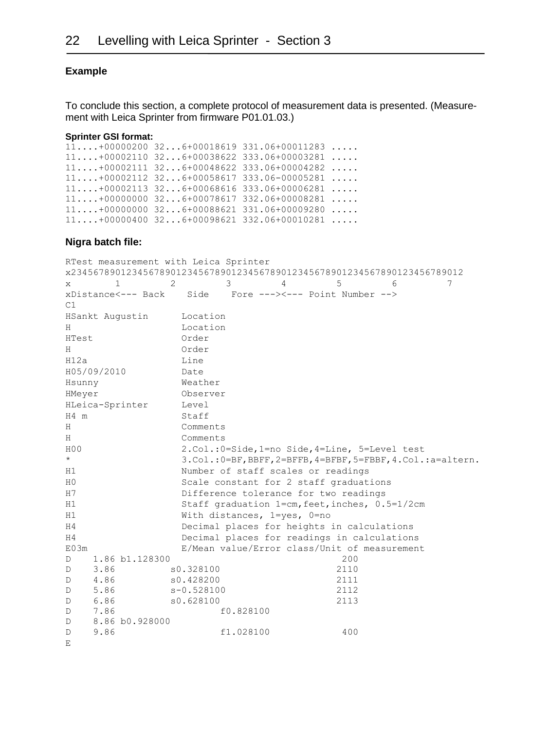**Example**

To conclude this section, a complete protocol of measurement data is presented. (Measurement with Leica Sprinter from firmware P01.01.03.)

**Sprinter GSI format:**

```
11....+00000200 32...6+00018619 331.06+00011283 .....
11....+00002110 32...6+00038622 333.06+00003281 .....
11....+00002111 32...6+00048622 333.06+00004282 .....
11....+00002112 32...6+00058617 333.06-00005281 .....
11....+00002113 32...6+00068616 333.06+00006281 .....
11....+00000000 32...6+00078617 332.06+00008281 .....
11....+00000000 32...6+00088621 331.06+00009280 .....
11....+00000400 32...6+00098621 332.06+00010281 .....
```

**Nigra batch file:**

```
RTest measurement with Leica Sprinter
x23456789012345678901234567890123456789012345678901234567890123456789012
x        1         2         3         4         5         6         7
xDistance<--- Back    Side    Fore ---><--- Point Number -->
C1
HSankt Augustin      Location
H                    Location
HTest                Order
H                    Order
H12a                 Line
H05/09/2010          Date
Hsunny               Weather
HMeyer               Observer
HLeica-Sprinter      Level
H4 m                 Staff
H                    Comments
H                    Comments
H00                  2.Col.:0=Side,1=no Side,4=Line, 5=Level test
*                    3.Col.:0=BF,BBFF,2=BFFB,4=BFBF,5=FBBF,4.Col.:a=altern.
H1                   Number of staff scales or readings
H0                   Scale constant for 2 staff graduations
H7                   Difference tolerance for two readings
H1                   Staff graduation 1=cm,feet,inches, 0.5=1/2cm
H1                   With distances, 1=yes, 0=no
H4                   Decimal places for heights in calculations
H4                   Decimal places for readings in calculations
E03m                 E/Mean value/Error class/Unit of measurement
D    1.86 b1.128300                          200
D    3.86         s0.328100                 2110
D    4.86         s0.428200                 2111
D    5.86         s-0.528100                2112
D    6.86         s0.628100                 2113
D    7.86                 f0.828100
D    8.86 b0.928000
D    9.86                 f1.028100          400
E
```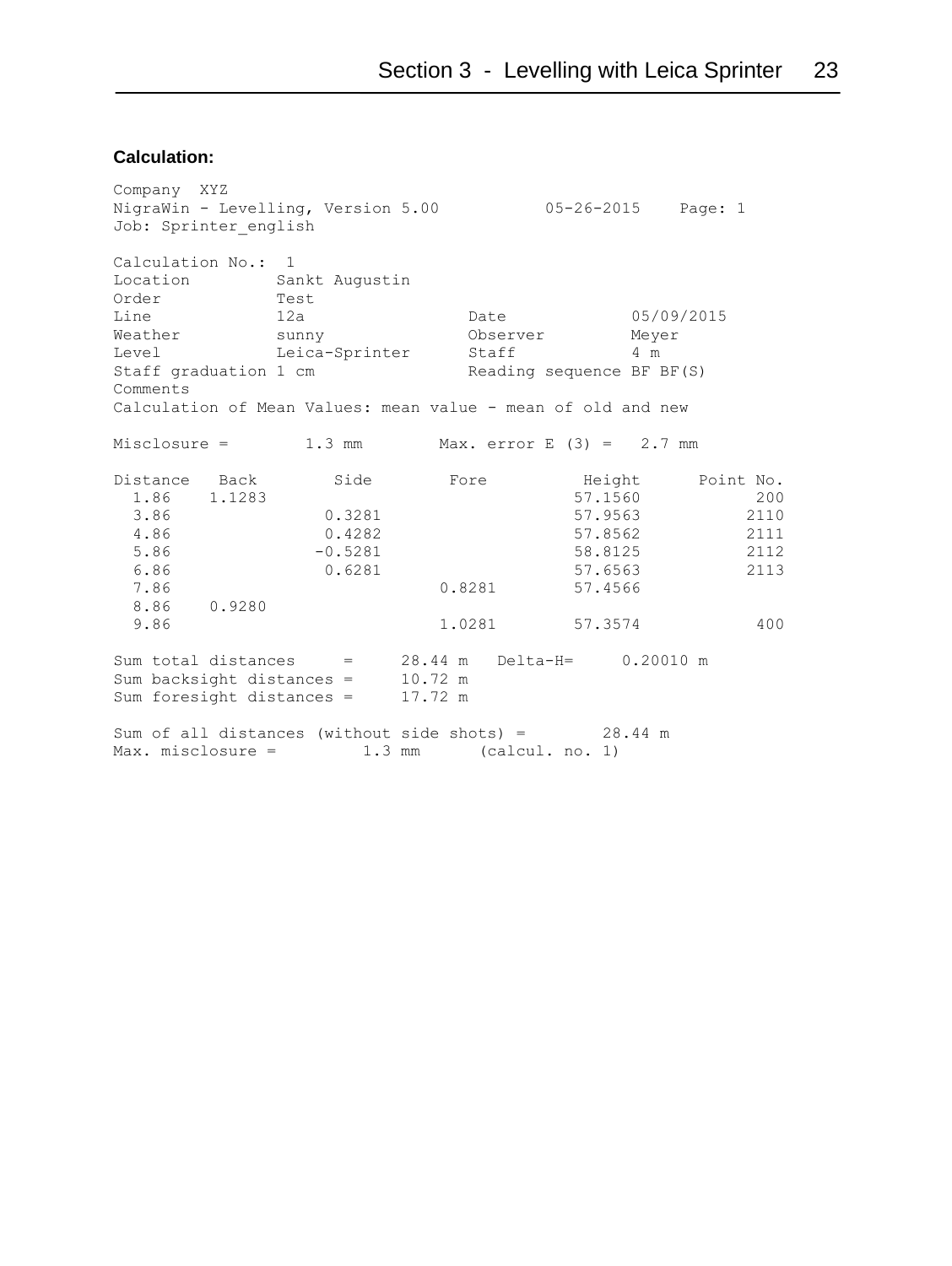**Calculation:**

```
Company  XYZ
NigraWin - Levelling, Version 5.00          05-26-2015    Page: 1
Job: Sprinter_english

Calculation No.:  1
Location         Sankt Augustin
Order            Test
Line             12a                 Date            05/09/2015
Weather          sunny               Observer        Meyer
Level            Leica-Sprinter      Staff           4 m
Staff graduation 1 cm                Reading sequence BF BF(S)
Comments
Calculation of Mean Values: mean value - mean of old and new

Misclosure =        1.3 mm        Max. error E (3) =   2.7 mm

Distance   Back        Side        Fore         Height      Point No.
  1.86    1.1283                               57.1560          200
  3.86              0.3281                     57.9563         2110
  4.86              0.4282                     57.8562         2111
  5.86             -0.5281                     58.8125         2112
  6.86              0.6281                     57.6563         2113
  7.86                          0.8281         57.4566
  8.86    0.9280
  9.86                          1.0281         57.3574          400

Sum total distances     =     28.44 m   Delta-H=     0.20010 m
Sum backsight distances =     10.72 m
Sum foresight distances =     17.72 m

Sum of all distances (without side shots) =        28.44 m
Max. misclosure =         1.3 mm      (calcul. no. 1)
```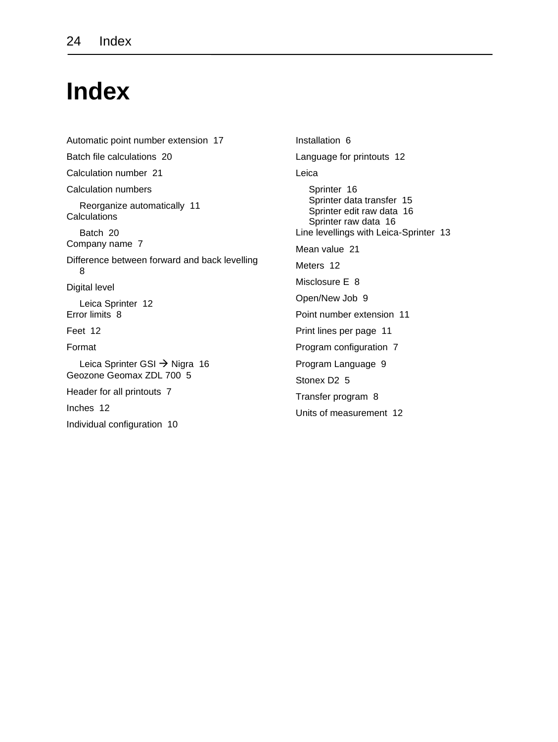# Index

Automatic point number extension 17

Batch file calculations 20

Calculation number 21

Calculation numbers

- Reorganize automatically 11

Calculations

- Batch 20

Company name 7

Difference between forward and back levelling 8

Digital level

- Leica Sprinter 12

Error limits 8

Feet 12

Format

- Leica Sprinter GSI → Nigra 16

Geozone Geomax ZDL 700 5

Header for all printouts 7

Inches 12

Individual configuration 10

Installation 6

Language for printouts 12

Leica

- Sprinter 16
- Sprinter data transfer 15
- Sprinter edit raw data 16
- Sprinter raw data 16

Line levellings with Leica-Sprinter 13

Mean value 21

Meters 12

Misclosure E 8

Open/New Job 9

Point number extension 11

Print lines per page 11

Program configuration 7

Program Language 9

Stonex D2 5

Transfer program 8

Units of measurement 12